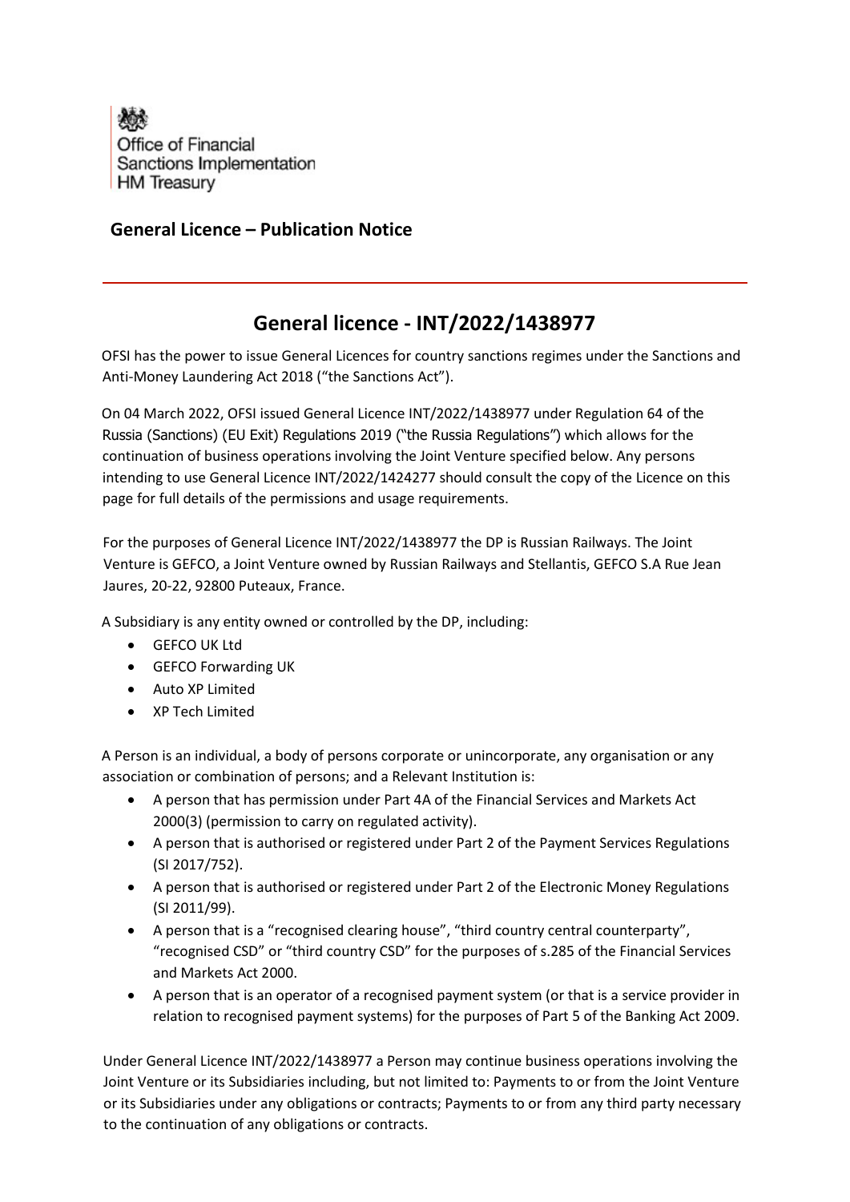Office of Financial
Sanctions Implementation
HM Treasury

## General Licence – Publication Notice

# General licence - INT/2022/1438977

OFSI has the power to issue General Licences for country sanctions regimes under the Sanctions and Anti-Money Laundering Act 2018 ("the Sanctions Act").

On 04 March 2022, OFSI issued General Licence INT/2022/1438977 under Regulation 64 of the Russia (Sanctions) (EU Exit) Regulations 2019 ("the Russia Regulations") which allows for the continuation of business operations involving the Joint Venture specified below. Any persons intending to use General Licence INT/2022/1424277 should consult the copy of the Licence on this page for full details of the permissions and usage requirements.

For the purposes of General Licence INT/2022/1438977 the DP is Russian Railways. The Joint Venture is GEFCO, a Joint Venture owned by Russian Railways and Stellantis, GEFCO S.A Rue Jean Jaures, 20-22, 92800 Puteaux, France.

A Subsidiary is any entity owned or controlled by the DP, including:

- GEFCO UK Ltd
- GEFCO Forwarding UK
- Auto XP Limited
- XP Tech Limited

A Person is an individual, a body of persons corporate or unincorporate, any organisation or any association or combination of persons; and a Relevant Institution is:

- A person that has permission under Part 4A of the Financial Services and Markets Act 2000(3) (permission to carry on regulated activity).
- A person that is authorised or registered under Part 2 of the Payment Services Regulations (SI 2017/752).
- A person that is authorised or registered under Part 2 of the Electronic Money Regulations (SI 2011/99).
- A person that is a "recognised clearing house", "third country central counterparty", "recognised CSD" or "third country CSD" for the purposes of s.285 of the Financial Services and Markets Act 2000.
- A person that is an operator of a recognised payment system (or that is a service provider in relation to recognised payment systems) for the purposes of Part 5 of the Banking Act 2009.

Under General Licence INT/2022/1438977 a Person may continue business operations involving the Joint Venture or its Subsidiaries including, but not limited to: Payments to or from the Joint Venture or its Subsidiaries under any obligations or contracts; Payments to or from any third party necessary to the continuation of any obligations or contracts.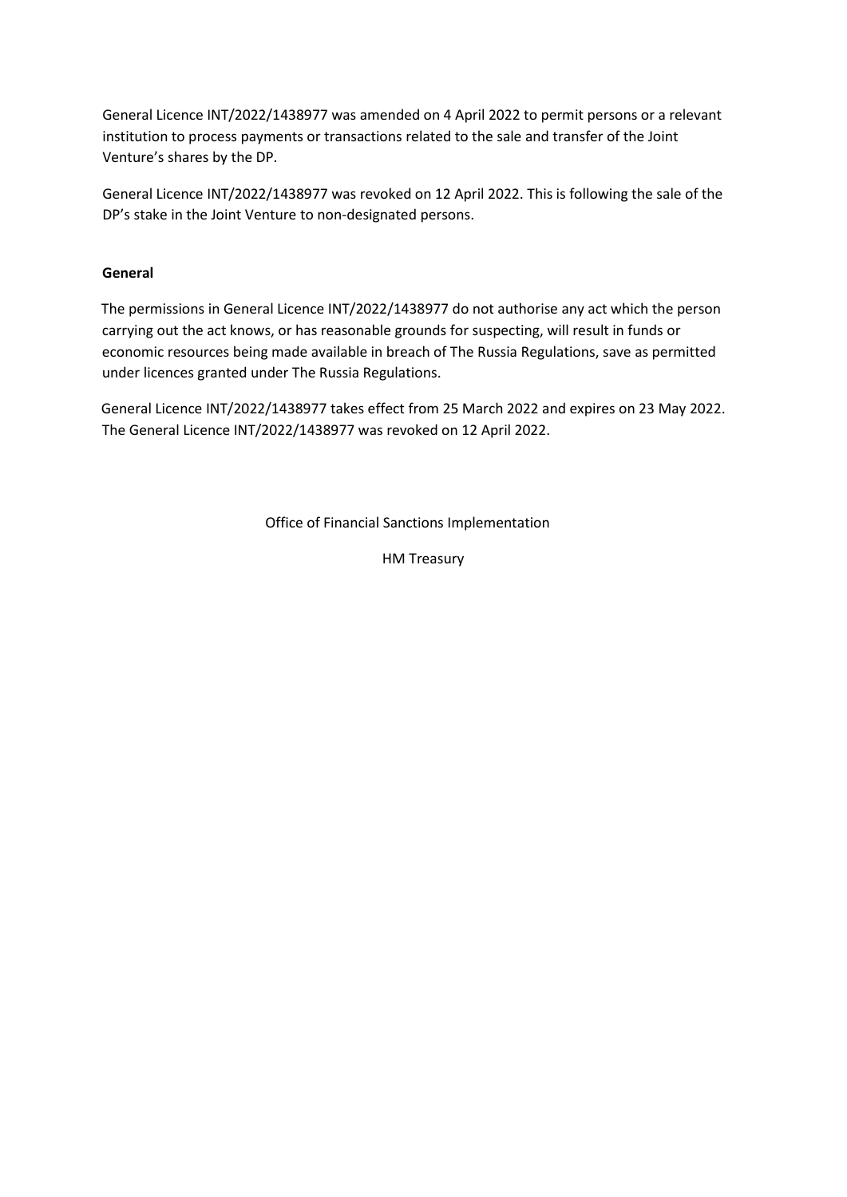General Licence INT/2022/1438977 was amended on 4 April 2022 to permit persons or a relevant institution to process payments or transactions related to the sale and transfer of the Joint Venture's shares by the DP.

General Licence INT/2022/1438977 was revoked on 12 April 2022. This is following the sale of the DP's stake in the Joint Venture to non-designated persons.

**General**

The permissions in General Licence INT/2022/1438977 do not authorise any act which the person carrying out the act knows, or has reasonable grounds for suspecting, will result in funds or economic resources being made available in breach of The Russia Regulations, save as permitted under licences granted under The Russia Regulations.

General Licence INT/2022/1438977 takes effect from 25 March 2022 and expires on 23 May 2022. The General Licence INT/2022/1438977 was revoked on 12 April 2022.

Office of Financial Sanctions Implementation

HM Treasury